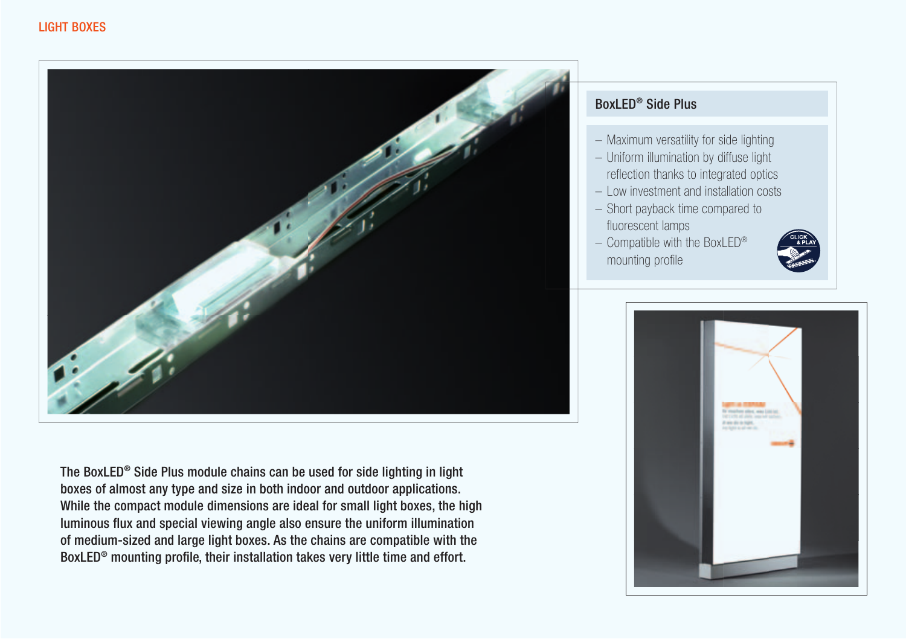LIGHT BOXES

## BoxLED® Side Plus

- Maximum versatility for side lighting
- Uniform illumination by diffuse light reflection thanks to integrated optics
- Low investment and installation costs
- Short payback time compared to fluorescent lamps
- Compatible with the BoxLED® mounting profile

The BoxLED® Side Plus module chains can be used for side lighting in light boxes of almost any type and size in both indoor and outdoor applications. While the compact module dimensions are ideal for small light boxes, the high luminous flux and special viewing angle also ensure the uniform illumination of medium-sized and large light boxes. As the chains are compatible with the BoxLED® mounting profile, their installation takes very little time and effort.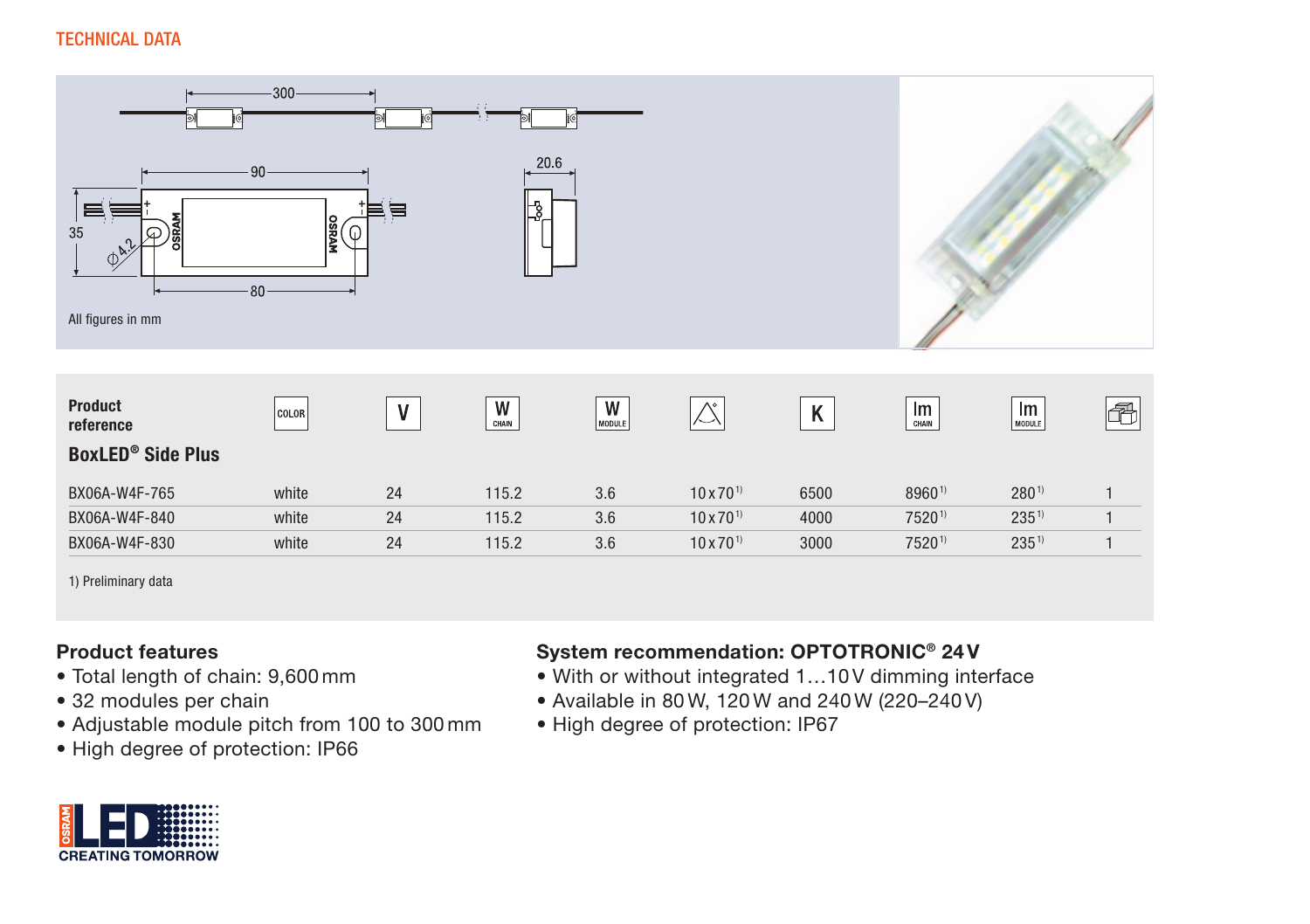## TECHNICAL DATA

300

90

20.6

35

Ø4.2

80

All figures in mm

| Product reference | COLOR | V | W CHAIN | W MODULE | ° | K | lm CHAIN | lm MODULE | |
|---|---|---|---|---|---|---|---|---|---|
| **BoxLED® Side Plus** | | | | | | | | | |
| BX06A-W4F-765 | white | 24 | 115.2 | 3.6 | 10 x 70[1] | 6500 | 8960[1] | 280[1] | 1 |
| BX06A-W4F-840 | white | 24 | 115.2 | 3.6 | 10 x 70[1] | 4000 | 7520[1] | 235[1] | 1 |
| BX06A-W4F-830 | white | 24 | 115.2 | 3.6 | 10 x 70[1] | 3000 | 7520[1] | 235[1] | 1 |

1) Preliminary data

### Product features

- Total length of chain: 9,600 mm
- 32 modules per chain
- Adjustable module pitch from 100 to 300 mm
- High degree of protection: IP66

### System recommendation: OPTOTRONIC® 24 V

- With or without integrated 1…10 V dimming interface
- Available in 80 W, 120 W and 240 W (220–240 V)
- High degree of protection: IP67

OSRAM LED CREATING TOMORROW